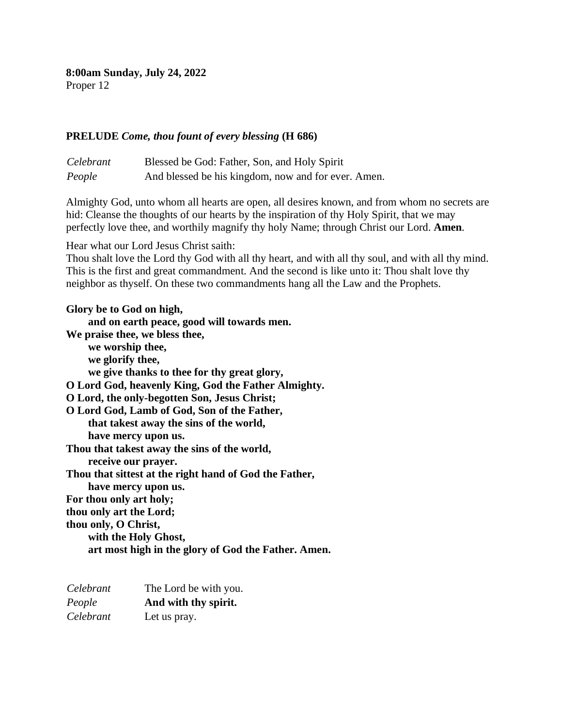**8:00am Sunday, July 24, 2022**
Proper 12

**PRELUDE** ***Come, thou fount of every blessing*** **(H 686)**

| | |
|---|---|
| *Celebrant* | Blessed be God: Father, Son, and Holy Spirit |
| *People* | And blessed be his kingdom, now and for ever. Amen. |

Almighty God, unto whom all hearts are open, all desires known, and from whom no secrets are hid: Cleanse the thoughts of our hearts by the inspiration of thy Holy Spirit, that we may perfectly love thee, and worthily magnify thy holy Name; through Christ our Lord. **Amen**.

Hear what our Lord Jesus Christ saith:
Thou shalt love the Lord thy God with all thy heart, and with all thy soul, and with all thy mind. This is the first and great commandment. And the second is like unto it: Thou shalt love thy neighbor as thyself. On these two commandments hang all the Law and the Prophets.

**Glory be to God on high,**
**and on earth peace, good will towards men.**
**We praise thee, we bless thee,**
**we worship thee,**
**we glorify thee,**
**we give thanks to thee for thy great glory,**
**O Lord God, heavenly King, God the Father Almighty.**
**O Lord, the only-begotten Son, Jesus Christ;**
**O Lord God, Lamb of God, Son of the Father,**
**that takest away the sins of the world,**
**have mercy upon us.**
**Thou that takest away the sins of the world,**
**receive our prayer.**
**Thou that sittest at the right hand of God the Father,**
**have mercy upon us.**
**For thou only art holy;**
**thou only art the Lord;**
**thou only, O Christ,**
**with the Holy Ghost,**
**art most high in the glory of God the Father. Amen.**

| | |
|---|---|
| *Celebrant* | The Lord be with you. |
| *People* | **And with thy spirit.** |
| *Celebrant* | Let us pray. |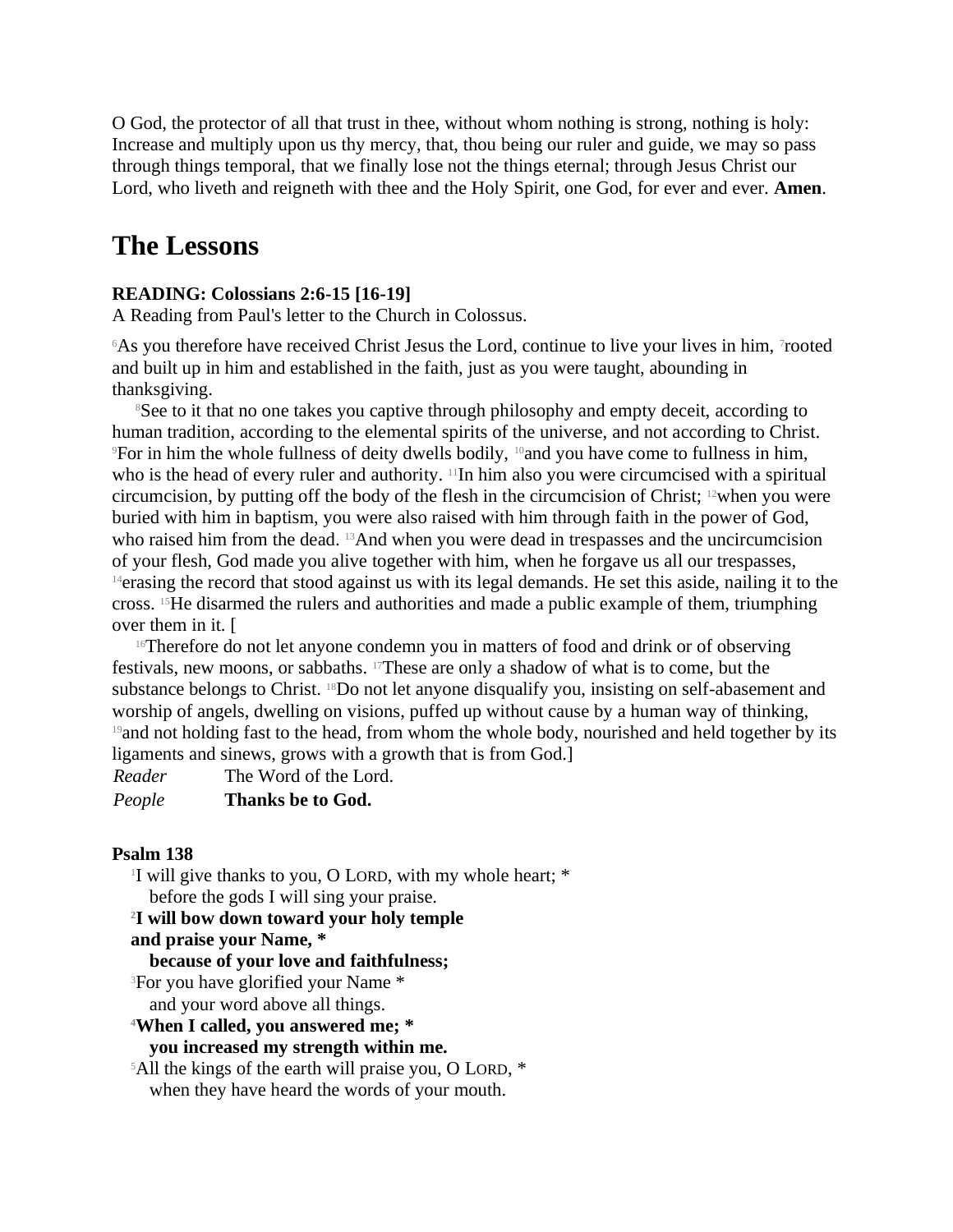O God, the protector of all that trust in thee, without whom nothing is strong, nothing is holy: Increase and multiply upon us thy mercy, that, thou being our ruler and guide, we may so pass through things temporal, that we finally lose not the things eternal; through Jesus Christ our Lord, who liveth and reigneth with thee and the Holy Spirit, one God, for ever and ever. **Amen**.

# The Lessons

**READING: Colossians 2:6-15 [16-19]**
A Reading from Paul's letter to the Church in Colossus.

[6]As you therefore have received Christ Jesus the Lord, continue to live your lives in him, [7]rooted and built up in him and established in the faith, just as you were taught, abounding in thanksgiving.

[8]See to it that no one takes you captive through philosophy and empty deceit, according to human tradition, according to the elemental spirits of the universe, and not according to Christ. [9]For in him the whole fullness of deity dwells bodily, [10]and you have come to fullness in him, who is the head of every ruler and authority. [11]In him also you were circumcised with a spiritual circumcision, by putting off the body of the flesh in the circumcision of Christ; [12]when you were buried with him in baptism, you were also raised with him through faith in the power of God, who raised him from the dead. [13]And when you were dead in trespasses and the uncircumcision of your flesh, God made you alive together with him, when he forgave us all our trespasses, [14]erasing the record that stood against us with its legal demands. He set this aside, nailing it to the cross. [15]He disarmed the rulers and authorities and made a public example of them, triumphing over them in it. [

[16]Therefore do not let anyone condemn you in matters of food and drink or of observing festivals, new moons, or sabbaths. [17]These are only a shadow of what is to come, but the substance belongs to Christ. [18]Do not let anyone disqualify you, insisting on self-abasement and worship of angels, dwelling on visions, puffed up without cause by a human way of thinking, [19]and not holding fast to the head, from whom the whole body, nourished and held together by its ligaments and sinews, grows with a growth that is from God.]

*Reader* The Word of the Lord.
*People* **Thanks be to God.**

**Psalm 138**

[1]I will give thanks to you, O LORD, with my whole heart; *
before the gods I will sing your praise.
[2]**I will bow down toward your holy temple**
**and praise your Name, ***
**because of your love and faithfulness;**
[3]For you have glorified your Name *
and your word above all things.
[4]**When I called, you answered me; ***
**you increased my strength within me.**
[5]All the kings of the earth will praise you, O LORD, *
when they have heard the words of your mouth.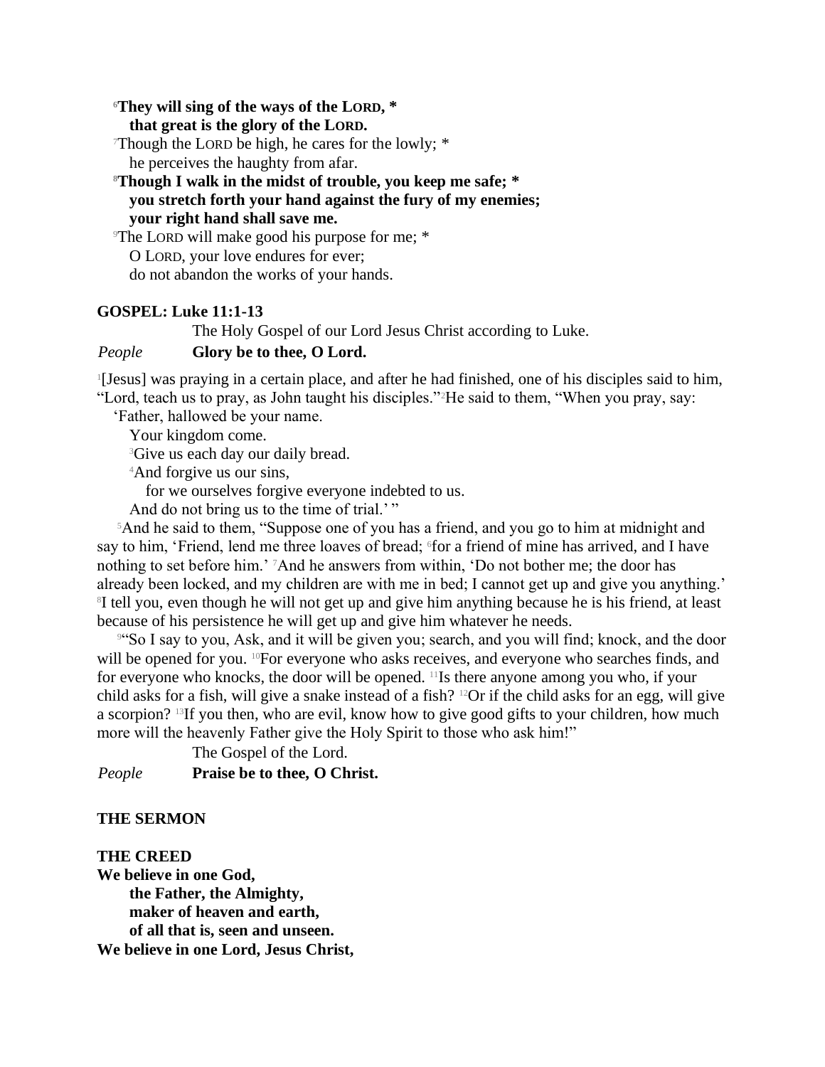[6]**They will sing of the ways of the LORD, \***
**that great is the glory of the LORD.**

[7]Though the LORD be high, he cares for the lowly; *
he perceives the haughty from afar.

[8]**Though I walk in the midst of trouble, you keep me safe; \***
**you stretch forth your hand against the fury of my enemies;**
**your right hand shall save me.**

[9]The LORD will make good his purpose for me; *
O LORD, your love endures for ever;
do not abandon the works of your hands.

**GOSPEL: Luke 11:1-13**

The Holy Gospel of our Lord Jesus Christ according to Luke.

*People* **Glory be to thee, O Lord.**

[1][Jesus] was praying in a certain place, and after he had finished, one of his disciples said to him, "Lord, teach us to pray, as John taught his disciples."[2]He said to them, "When you pray, say:

'Father, hallowed be your name.
Your kingdom come.
[3]Give us each day our daily bread.
[4]And forgive us our sins,
for we ourselves forgive everyone indebted to us.
And do not bring us to the time of trial.' "

[5]And he said to them, "Suppose one of you has a friend, and you go to him at midnight and say to him, 'Friend, lend me three loaves of bread; [6]for a friend of mine has arrived, and I have nothing to set before him.' [7]And he answers from within, 'Do not bother me; the door has already been locked, and my children are with me in bed; I cannot get up and give you anything.' [8]I tell you, even though he will not get up and give him anything because he is his friend, at least because of his persistence he will get up and give him whatever he needs.

[9]"So I say to you, Ask, and it will be given you; search, and you will find; knock, and the door will be opened for you. [10]For everyone who asks receives, and everyone who searches finds, and for everyone who knocks, the door will be opened. [11]Is there anyone among you who, if your child asks for a fish, will give a snake instead of a fish? [12]Or if the child asks for an egg, will give a scorpion? [13]If you then, who are evil, know how to give good gifts to your children, how much more will the heavenly Father give the Holy Spirit to those who ask him!"

The Gospel of the Lord.

*People* **Praise be to thee, O Christ.**

**THE SERMON**

**THE CREED**

**We believe in one God,**
**the Father, the Almighty,**
**maker of heaven and earth,**
**of all that is, seen and unseen.**
**We believe in one Lord, Jesus Christ,**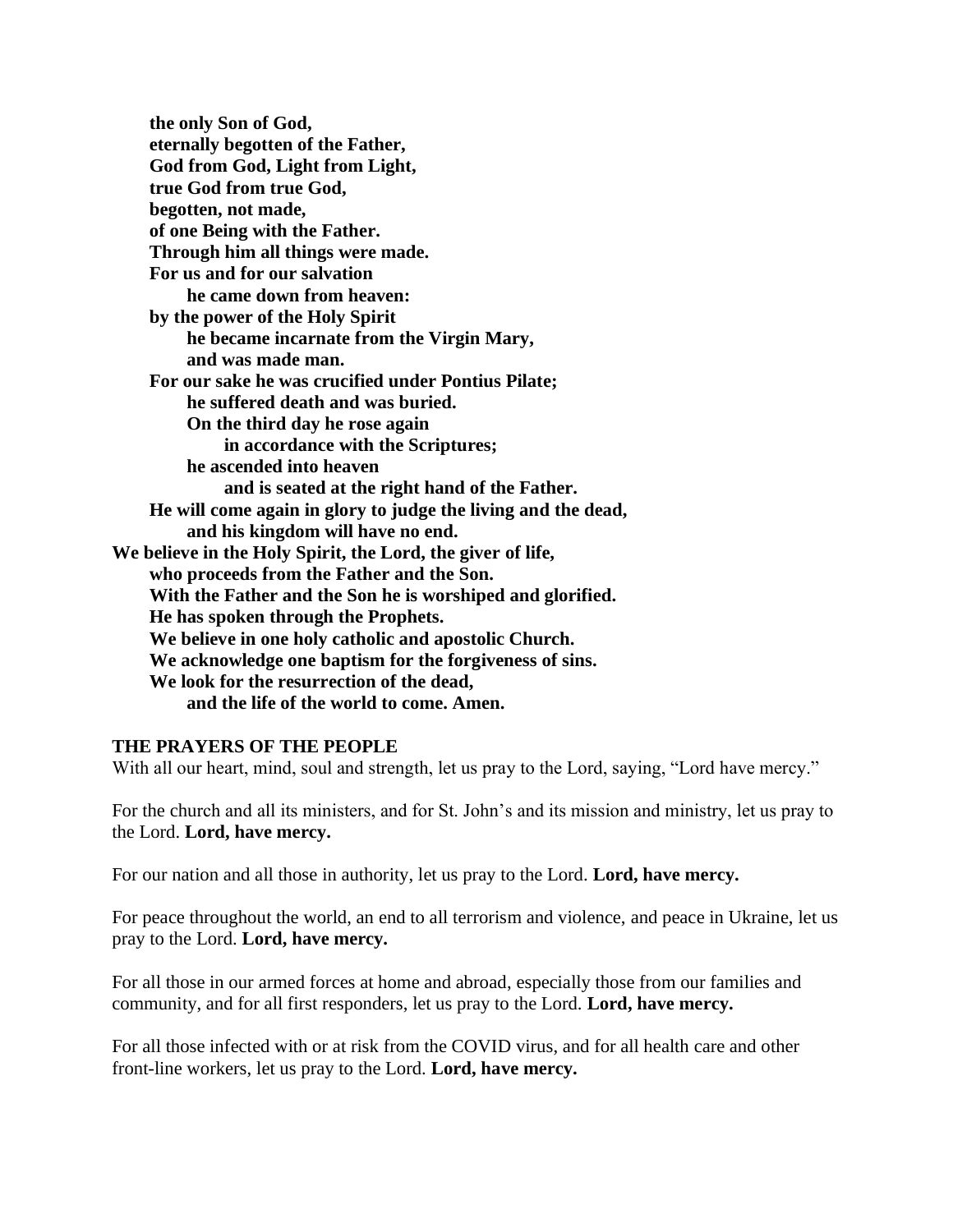**the only Son of God,**
**eternally begotten of the Father,**
**God from God, Light from Light,**
**true God from true God,**
**begotten, not made,**
**of one Being with the Father.**
**Through him all things were made.**
**For us and for our salvation**
**he came down from heaven:**
**by the power of the Holy Spirit**
**he became incarnate from the Virgin Mary,**
**and was made man.**
**For our sake he was crucified under Pontius Pilate;**
**he suffered death and was buried.**
**On the third day he rose again**
**in accordance with the Scriptures;**
**he ascended into heaven**
**and is seated at the right hand of the Father.**
**He will come again in glory to judge the living and the dead,**
**and his kingdom will have no end.**
**We believe in the Holy Spirit, the Lord, the giver of life,**
**who proceeds from the Father and the Son.**
**With the Father and the Son he is worshiped and glorified.**
**He has spoken through the Prophets.**
**We believe in one holy catholic and apostolic Church.**
**We acknowledge one baptism for the forgiveness of sins.**
**We look for the resurrection of the dead,**
**and the life of the world to come. Amen.**

**THE PRAYERS OF THE PEOPLE**

With all our heart, mind, soul and strength, let us pray to the Lord, saying, "Lord have mercy."

For the church and all its ministers, and for St. John's and its mission and ministry, let us pray to the Lord. **Lord, have mercy.**

For our nation and all those in authority, let us pray to the Lord. **Lord, have mercy.**

For peace throughout the world, an end to all terrorism and violence, and peace in Ukraine, let us pray to the Lord. **Lord, have mercy.**

For all those in our armed forces at home and abroad, especially those from our families and community, and for all first responders, let us pray to the Lord. **Lord, have mercy.**

For all those infected with or at risk from the COVID virus, and for all health care and other front-line workers, let us pray to the Lord. **Lord, have mercy.**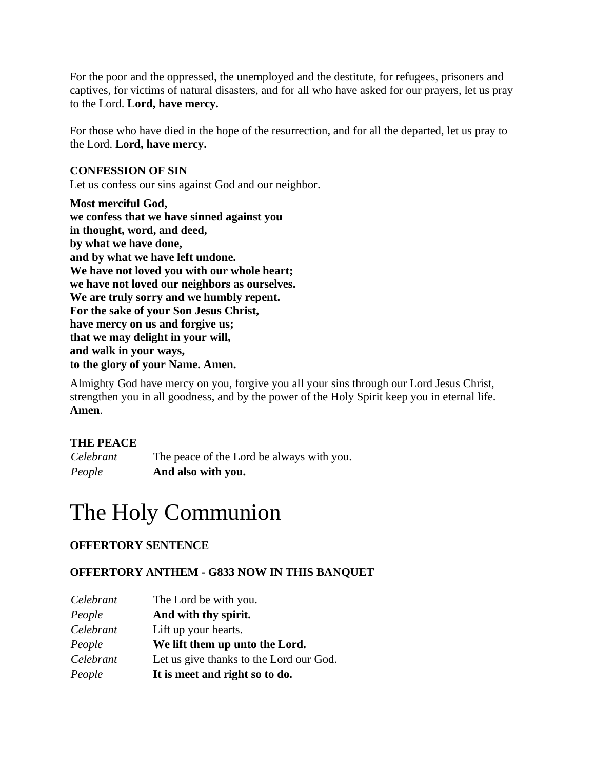For the poor and the oppressed, the unemployed and the destitute, for refugees, prisoners and captives, for victims of natural disasters, and for all who have asked for our prayers, let us pray to the Lord. **Lord, have mercy.**

For those who have died in the hope of the resurrection, and for all the departed, let us pray to the Lord. **Lord, have mercy.**

**CONFESSION OF SIN**

Let us confess our sins against God and our neighbor.

**Most merciful God,**
**we confess that we have sinned against you**
**in thought, word, and deed,**
**by what we have done,**
**and by what we have left undone.**
**We have not loved you with our whole heart;**
**we have not loved our neighbors as ourselves.**
**We are truly sorry and we humbly repent.**
**For the sake of your Son Jesus Christ,**
**have mercy on us and forgive us;**
**that we may delight in your will,**
**and walk in your ways,**
**to the glory of your Name. Amen.**

Almighty God have mercy on you, forgive you all your sins through our Lord Jesus Christ, strengthen you in all goodness, and by the power of the Holy Spirit keep you in eternal life. **Amen**.

**THE PEACE**

*Celebrant* The peace of the Lord be always with you.
*People* **And also with you.**

# The Holy Communion

**OFFERTORY SENTENCE**

**OFFERTORY ANTHEM - G833 NOW IN THIS BANQUET**

*Celebrant* The Lord be with you.
*People* **And with thy spirit.**
*Celebrant* Lift up your hearts.
*People* **We lift them up unto the Lord.**
*Celebrant* Let us give thanks to the Lord our God.
*People* **It is meet and right so to do.**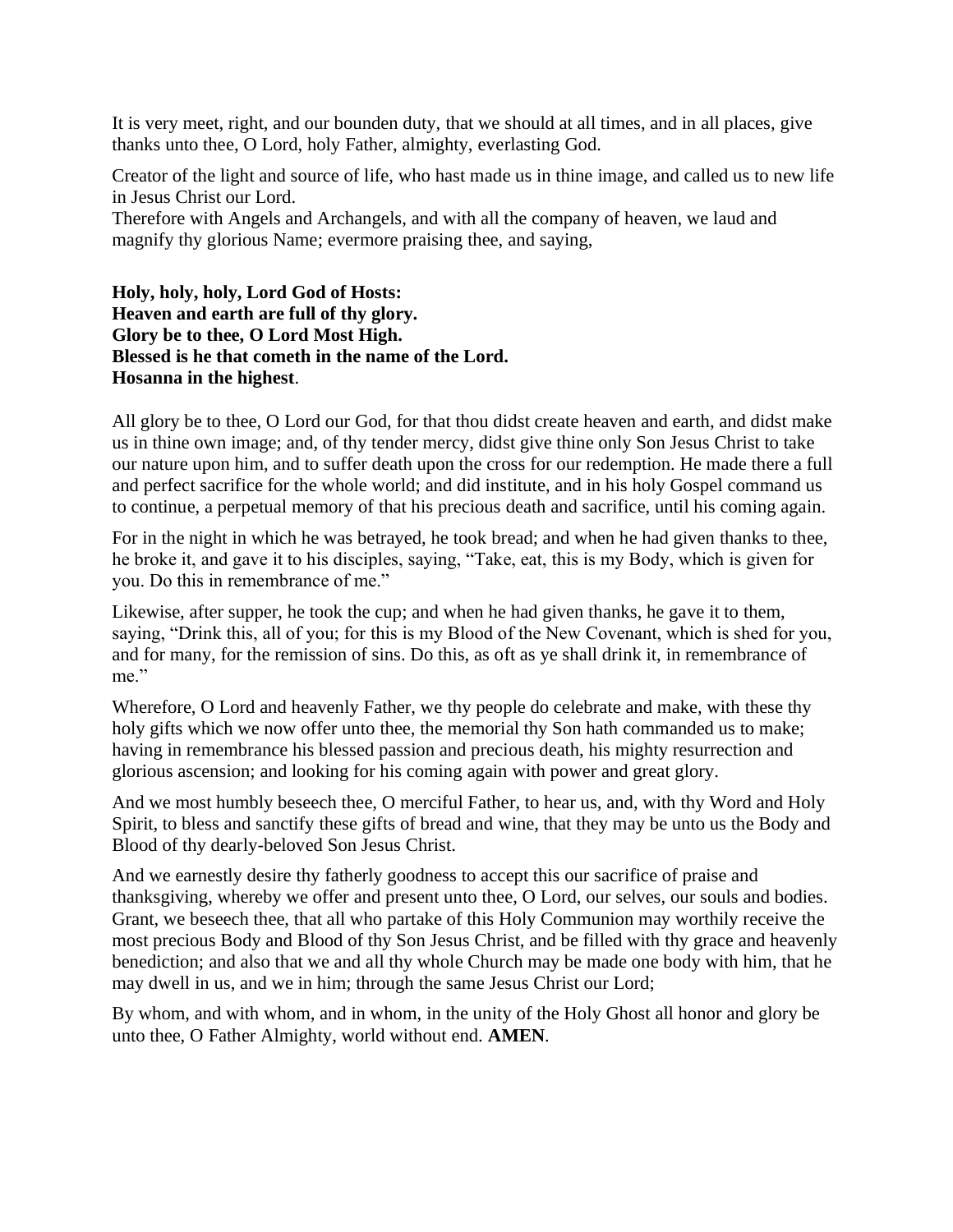It is very meet, right, and our bounden duty, that we should at all times, and in all places, give thanks unto thee, O Lord, holy Father, almighty, everlasting God.

Creator of the light and source of life, who hast made us in thine image, and called us to new life in Jesus Christ our Lord.
Therefore with Angels and Archangels, and with all the company of heaven, we laud and magnify thy glorious Name; evermore praising thee, and saying,

**Holy, holy, holy, Lord God of Hosts:**
**Heaven and earth are full of thy glory.**
**Glory be to thee, O Lord Most High.**
**Blessed is he that cometh in the name of the Lord.**
**Hosanna in the highest**.

All glory be to thee, O Lord our God, for that thou didst create heaven and earth, and didst make us in thine own image; and, of thy tender mercy, didst give thine only Son Jesus Christ to take our nature upon him, and to suffer death upon the cross for our redemption. He made there a full and perfect sacrifice for the whole world; and did institute, and in his holy Gospel command us to continue, a perpetual memory of that his precious death and sacrifice, until his coming again.

For in the night in which he was betrayed, he took bread; and when he had given thanks to thee, he broke it, and gave it to his disciples, saying, "Take, eat, this is my Body, which is given for you. Do this in remembrance of me."

Likewise, after supper, he took the cup; and when he had given thanks, he gave it to them, saying, "Drink this, all of you; for this is my Blood of the New Covenant, which is shed for you, and for many, for the remission of sins. Do this, as oft as ye shall drink it, in remembrance of me."

Wherefore, O Lord and heavenly Father, we thy people do celebrate and make, with these thy holy gifts which we now offer unto thee, the memorial thy Son hath commanded us to make; having in remembrance his blessed passion and precious death, his mighty resurrection and glorious ascension; and looking for his coming again with power and great glory.

And we most humbly beseech thee, O merciful Father, to hear us, and, with thy Word and Holy Spirit, to bless and sanctify these gifts of bread and wine, that they may be unto us the Body and Blood of thy dearly-beloved Son Jesus Christ.

And we earnestly desire thy fatherly goodness to accept this our sacrifice of praise and thanksgiving, whereby we offer and present unto thee, O Lord, our selves, our souls and bodies. Grant, we beseech thee, that all who partake of this Holy Communion may worthily receive the most precious Body and Blood of thy Son Jesus Christ, and be filled with thy grace and heavenly benediction; and also that we and all thy whole Church may be made one body with him, that he may dwell in us, and we in him; through the same Jesus Christ our Lord;

By whom, and with whom, and in whom, in the unity of the Holy Ghost all honor and glory be unto thee, O Father Almighty, world without end. **AMEN**.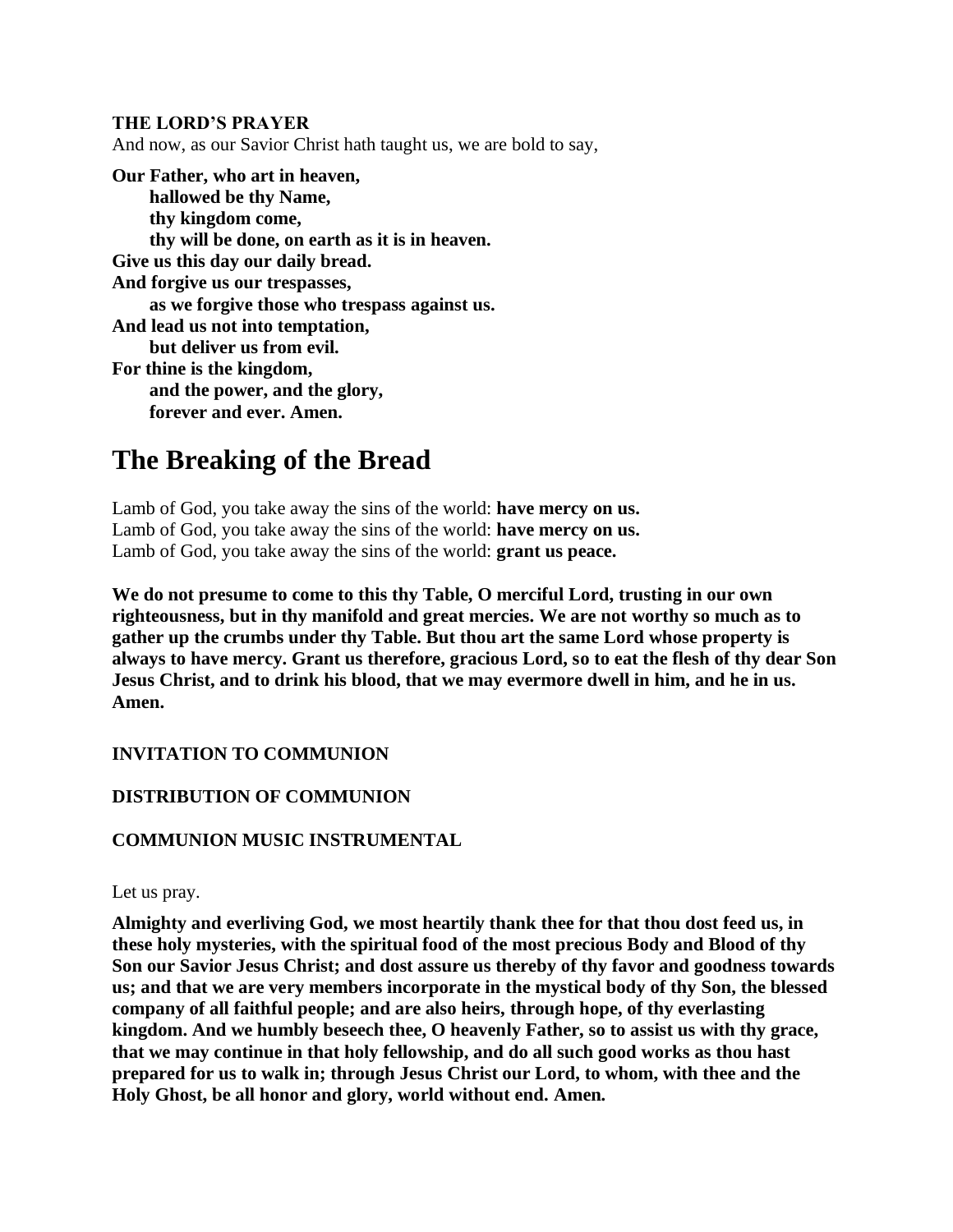**THE LORD'S PRAYER**

And now, as our Savior Christ hath taught us, we are bold to say,

**Our Father, who art in heaven,**
**hallowed be thy Name,**
**thy kingdom come,**
**thy will be done, on earth as it is in heaven.**
**Give us this day our daily bread.**
**And forgive us our trespasses,**
**as we forgive those who trespass against us.**
**And lead us not into temptation,**
**but deliver us from evil.**
**For thine is the kingdom,**
**and the power, and the glory,**
**forever and ever. Amen.**

# The Breaking of the Bread

Lamb of God, you take away the sins of the world: **have mercy on us.**
Lamb of God, you take away the sins of the world: **have mercy on us.**
Lamb of God, you take away the sins of the world: **grant us peace.**

**We do not presume to come to this thy Table, O merciful Lord, trusting in our own righteousness, but in thy manifold and great mercies. We are not worthy so much as to gather up the crumbs under thy Table. But thou art the same Lord whose property is always to have mercy. Grant us therefore, gracious Lord, so to eat the flesh of thy dear Son Jesus Christ, and to drink his blood, that we may evermore dwell in him, and he in us. Amen.**

**INVITATION TO COMMUNION**

**DISTRIBUTION OF COMMUNION**

**COMMUNION MUSIC INSTRUMENTAL**

Let us pray.

**Almighty and everliving God, we most heartily thank thee for that thou dost feed us, in these holy mysteries, with the spiritual food of the most precious Body and Blood of thy Son our Savior Jesus Christ; and dost assure us thereby of thy favor and goodness towards us; and that we are very members incorporate in the mystical body of thy Son, the blessed company of all faithful people; and are also heirs, through hope, of thy everlasting kingdom. And we humbly beseech thee, O heavenly Father, so to assist us with thy grace, that we may continue in that holy fellowship, and do all such good works as thou hast prepared for us to walk in; through Jesus Christ our Lord, to whom, with thee and the Holy Ghost, be all honor and glory, world without end. Amen.**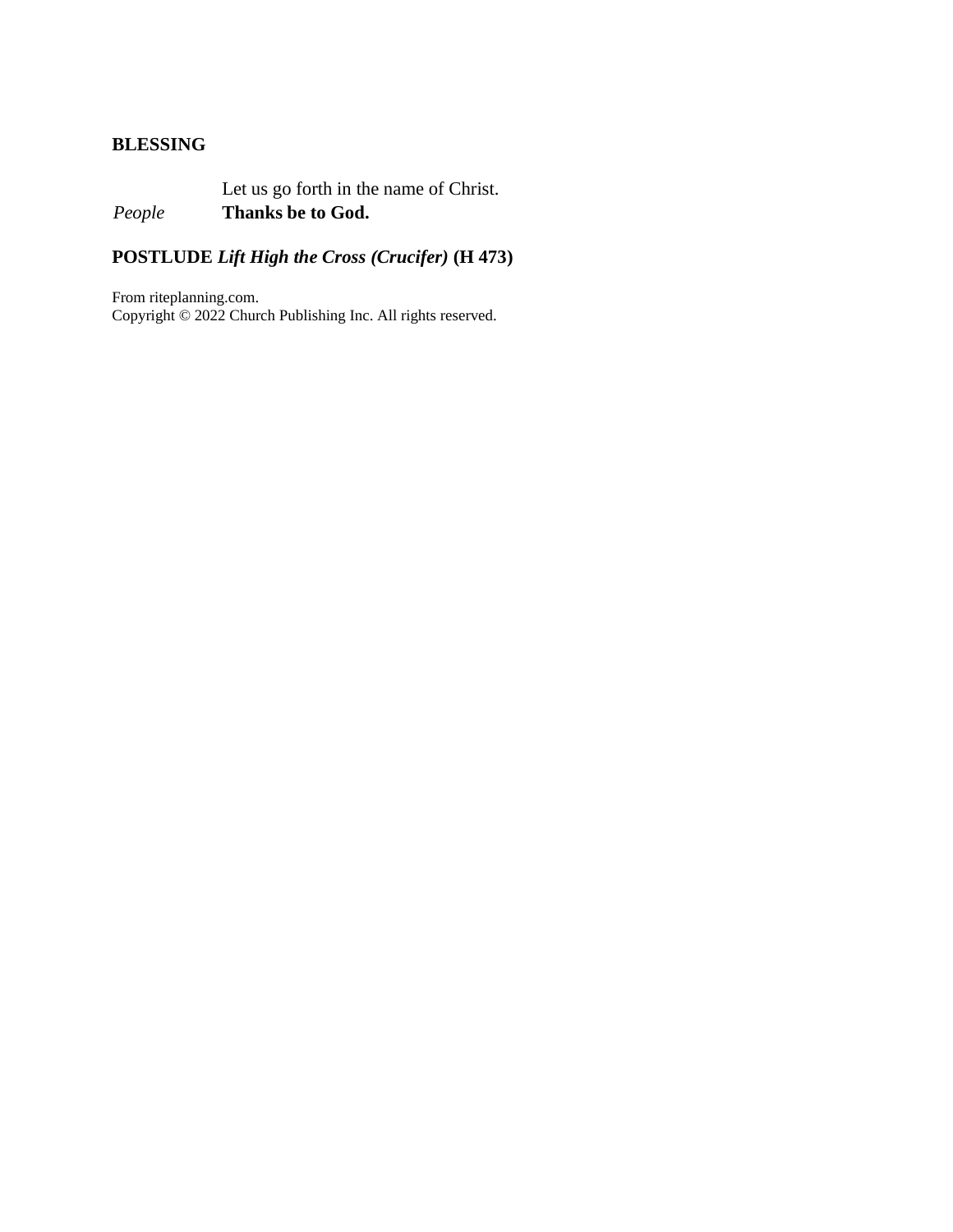**BLESSING**

Let us go forth in the name of Christ.
*People* **Thanks be to God.**

**POSTLUDE** ***Lift High the Cross (Crucifer)*** **(H 473)**

From riteplanning.com.
Copyright © 2022 Church Publishing Inc. All rights reserved.